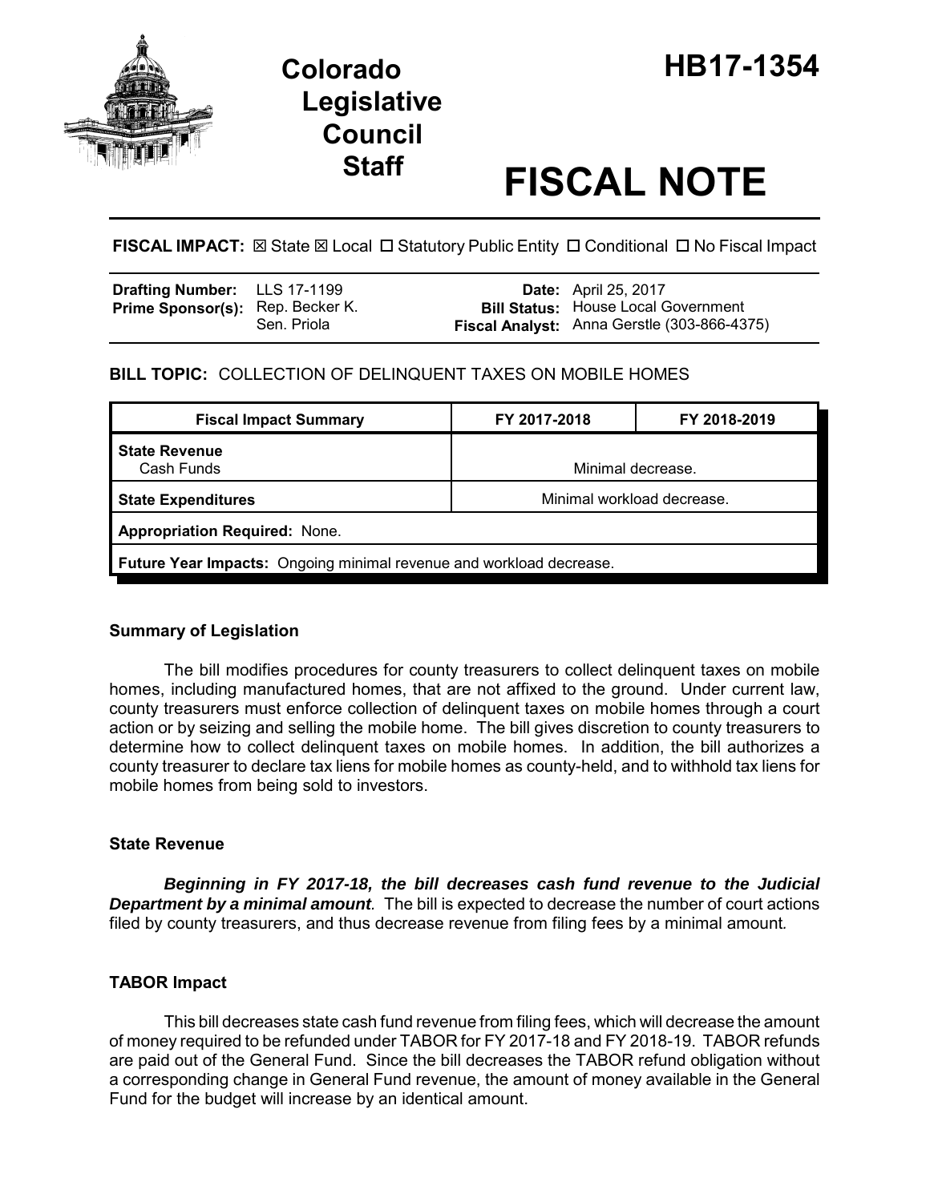# Colorado Legislative Council Staff

# HB17-1354

# FISCAL NOTE

**FISCAL IMPACT:** ☒ State ☒ Local ☐ Statutory Public Entity ☐ Conditional ☐ No Fiscal Impact

| | | | |
|---|---|---|---|
| **Drafting Number:** | LLS 17-1199 | **Date:** | April 25, 2017 |
| **Prime Sponsor(s):** | Rep. Becker K.<br>Sen. Priola | **Bill Status:** | House Local Government |
| | | **Fiscal Analyst:** | Anna Gerstle (303-866-4375) |

**BILL TOPIC:** COLLECTION OF DELINQUENT TAXES ON MOBILE HOMES

| Fiscal Impact Summary | FY 2017-2018 | FY 2018-2019 |
|---|---|---|
| **State Revenue**<br>Cash Funds | Minimal decrease. | |
| **State Expenditures** | Minimal workload decrease. | |
| **Appropriation Required:** None. | | |
| **Future Year Impacts:** Ongoing minimal revenue and workload decrease. | | |

## Summary of Legislation

The bill modifies procedures for county treasurers to collect delinquent taxes on mobile homes, including manufactured homes, that are not affixed to the ground. Under current law, county treasurers must enforce collection of delinquent taxes on mobile homes through a court action or by seizing and selling the mobile home. The bill gives discretion to county treasurers to determine how to collect delinquent taxes on mobile homes. In addition, the bill authorizes a county treasurer to declare tax liens for mobile homes as county-held, and to withhold tax liens for mobile homes from being sold to investors.

## State Revenue

***Beginning in FY 2017-18, the bill decreases cash fund revenue to the Judicial Department by a minimal amount***. The bill is expected to decrease the number of court actions filed by county treasurers, and thus decrease revenue from filing fees by a minimal amount.

## TABOR Impact

This bill decreases state cash fund revenue from filing fees, which will decrease the amount of money required to be refunded under TABOR for FY 2017-18 and FY 2018-19. TABOR refunds are paid out of the General Fund. Since the bill decreases the TABOR refund obligation without a corresponding change in General Fund revenue, the amount of money available in the General Fund for the budget will increase by an identical amount.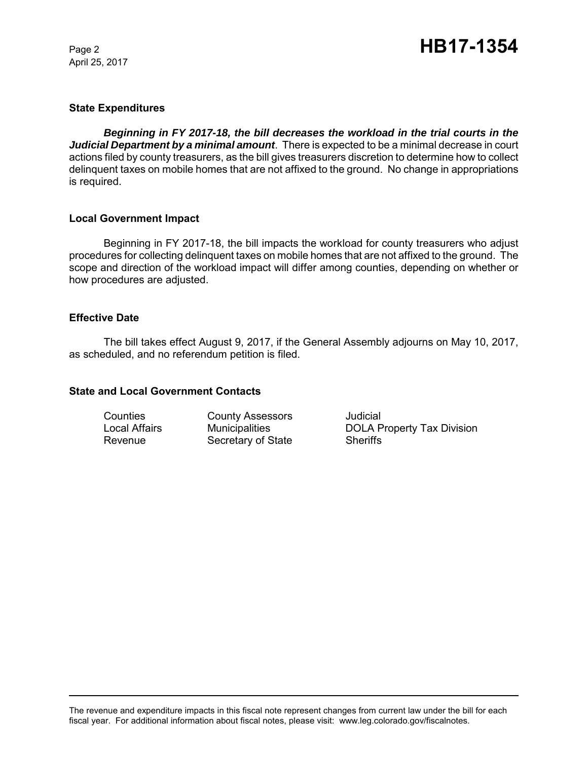## State Expenditures

***Beginning in FY 2017-18, the bill decreases the workload in the trial courts in the Judicial Department by a minimal amount***. There is expected to be a minimal decrease in court actions filed by county treasurers, as the bill gives treasurers discretion to determine how to collect delinquent taxes on mobile homes that are not affixed to the ground. No change in appropriations is required.

## Local Government Impact

Beginning in FY 2017-18, the bill impacts the workload for county treasurers who adjust procedures for collecting delinquent taxes on mobile homes that are not affixed to the ground. The scope and direction of the workload impact will differ among counties, depending on whether or how procedures are adjusted.

## Effective Date

The bill takes effect August 9, 2017, if the General Assembly adjourns on May 10, 2017, as scheduled, and no referendum petition is filed.

## State and Local Government Contacts

| | | |
|---|---|---|
| Counties | County Assessors | Judicial |
| Local Affairs | Municipalities | DOLA Property Tax Division |
| Revenue | Secretary of State | Sheriffs |

The revenue and expenditure impacts in this fiscal note represent changes from current law under the bill for each fiscal year. For additional information about fiscal notes, please visit: www.leg.colorado.gov/fiscalnotes.